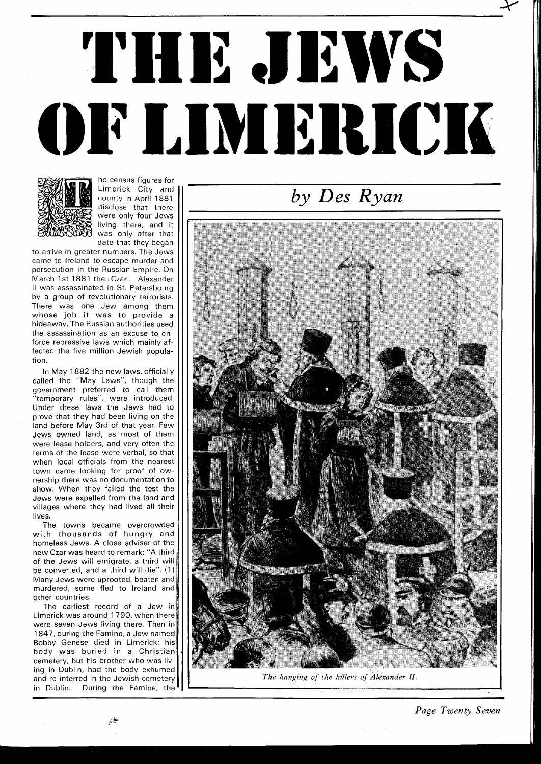# THE JEWS OF LIMERICK

*by Des Ryan*

The census figures for Limerick City and county in April 1881 disclose that there were only four Jews living there, and it was only after that date that they began to arrive in greater numbers. The Jews came to Ireland to escape murder and persecution in the Russian Empire. On March 1st 1881 the Czar Alexander II was assassinated in St. Petersbourg by a group of revolutionary terrorists. There was one Jew among them whose job it was to provide a hideaway. The Russian authorities used the assassination as an excuse to enforce repressive laws which mainly affected the five million Jewish population.

In May 1882 the new laws, officially called the "May Laws", though the government preferred to call them "temporary rules", were introduced. Under these laws the Jews had to prove that they had been living on the land before May 3rd of that year. Few Jews owned land, as most of them were lease-holders, and very often the terms of the lease were verbal, so that when local officials from the nearest town came looking for proof of ownership there was no documentation to show. When they failed the test the Jews were expelled from the land and villages where they had lived all their lives.

The towns became overcrowded with thousands of hungry and homeless Jews. A close adviser of the new Czar was heard to remark: "A third of the Jews will emigrate, a third will be converted, and a third will die". (1) Many Jews were uprooted, beaten and murdered, some fled to Ireland and other countries.

The earliest record of a Jew in Limerick was around 1790, when there were seven Jews living there. Then in 1847, during the Famine, a Jew named Bobby Genese died in Limerick; his body was buried in a Christian cemetery, but his brother who was living in Dublin, had the body exhumed and re-interred in the Jewish cemetery in Dublin. During the Famine, the

*The hanging of the killers of Alexander II.*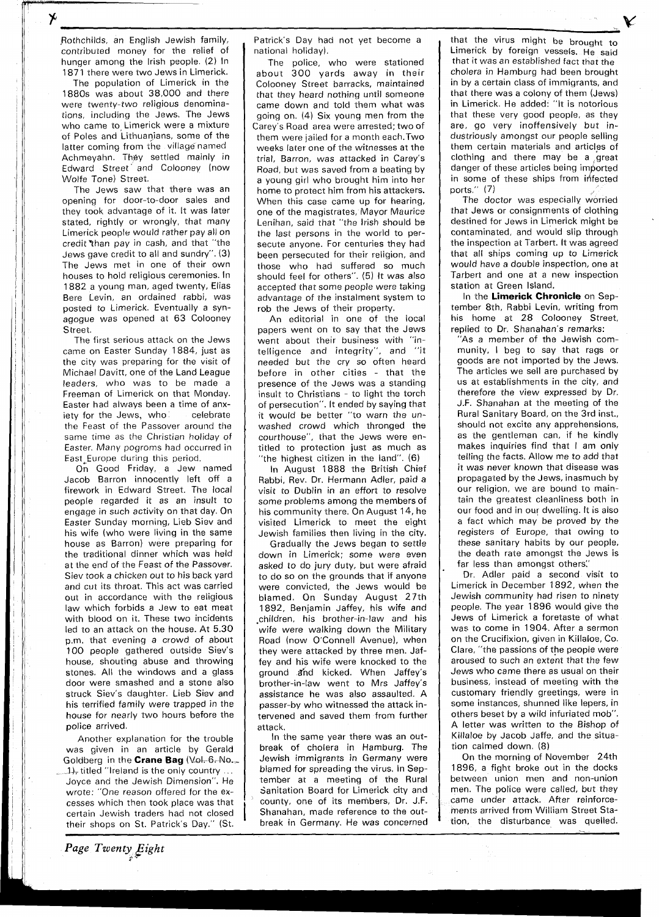Rothchilds, an English Jewish family, contributed money for the relief of hunger among the Irish people. (2) In 1871 there were two Jews in Limerick.

The population of Limerick in the 1880s was about 38,000 and there were twenty-two religious denominations, including the Jews. The Jews who came to Limerick were a mixture of Poles and Lithuanians, some of the latter coming from the village named Achmeyahn. They settled mainly in Edward Street and Colooney (now Wolfe Tone) Street.

The Jews saw that there was an opening for door-to-door sales and they took advantage of it. It was later stated, rightly or wrongly, that many Limerick people would rather pay all on credit than pay in cash, and that "the Jews gave credit to all and sundry". (3) The Jews met in one of their own houses to hold religious ceremonies. In 1882 a young man, aged twenty, Elias Bere Levin, an ordained rabbi, was posted to Limerick. Eventually a synagogue was opened at 63 Colooney Street.

The first serious attack on the Jews came on Easter Sunday 1884, just as the city was preparing for the visit of Michael Davitt, one of the Land League leaders, who was to be made a Freeman of Limerick on that Monday. Easter had always been a time of anxiety for the Jews, who celebrate the Feast of the Passover around the same time as the Christian holiday of Easter. Many pogroms had occurred in East Europe during this period.

On Good Friday, a Jew named Jacob Barron innocently left off a firework in Edward Street. The local people regarded it as an insult to engage in such activity on that day. On Easter Sunday morning, Lieb Siev and his wife (who were living in the same house as Barron) were preparing for the traditional dinner which was held at the end of the Feast of the Passover. Siev took a chicken out to his back yard and cut its throat. This act was carried out in accordance with the religious law which forbids a Jew to eat meat with blood on it. These two incidents led to an attack on the house. At 5.30 p.m. that evening a crowd of about 100 people gathered outside Siev's house, shouting abuse and throwing stones. All the windows and a glass door were smashed and a stone also struck Siev's daughter. Lieb Siev and his terrified family were trapped in the house for nearly two hours before the police arrived.

Another explanation for the trouble was given in an article by Gerald Goldberg in the **Crane Bag** (Vol. 6, No. 1), titled "Ireland is the only country ... Joyce and the Jewish Dimension". He wrote: "One reason offered for the excesses which then took place was that certain Jewish traders had not closed their shops on St. Patrick's Day." (St. Patrick's Day had not yet become a national holiday).

The police, who were stationed about 300 yards away in their Colooney Street barracks, maintained that they heard nothing until someone came down and told them what was going on. (4) Six young men from the Carey's Road area were arrested; two of them were jailed for a month each. Two weeks later one of the witnesses at the trial, Barron, was attacked in Carey's Road, but was saved from a beating by a young girl who brought him into her home to protect him from his attackers. When this case came up for hearing, one of the magistrates, Mayor Maurice Lenihan, said that "the Irish should be the last persons in the world to persecute anyone. For centuries they had been persecuted for their religion, and those who had suffered so much should feel for others". (5) It was also accepted that some people were taking advantage of the instalment system to rob the Jews of their property.

An editorial in one of the local papers went on to say that the Jews went about their business with "intelligence and integrity", and "it needed but the cry so often heard before in other cities - that the presence of the Jews was a standing insult to Christians - to light the torch of persecution". It ended by saying that it would be better "to warn the unwashed crowd which thronged the courthouse", that the Jews were entitled to protection just as much as "the highest citizen in the land". (6)

In August 1888 the British Chief Rabbi, Rev. Dr. Hermann Adler, paid a visit to Dublin in an effort to resolve some problems among the members of his community there. On August 14, he visited Limerick to meet the eight Jewish families then living in the city.

Gradually the Jews began to settle down in Limerick; some were even asked to do jury duty, but were afraid to do so on the grounds that if anyone were convicted, the Jews would be blamed. On Sunday August 27th 1892, Benjamin Jaffey, his wife and children, his brother-in-law and his wife were walking down the Military Road (now O'Connell Avenue), when they were attacked by three men. Jaffey and his wife were knocked to the ground and kicked. When Jaffey's brother-in-law went to Mrs Jaffey's assistance he was also assaulted. A passer-by who witnessed the attack intervened and saved them from further attack.

In the same year there was an outbreak of cholera in Hamburg. The Jewish immigrants in Germany were blamed for spreading the virus. In September at a meeting of the Rural Sanitation Board for Limerick city and county, one of its members, Dr. J.F. Shanahan, made reference to the outbreak in Germany. He was concerned that the virus might be brought to Limerick by foreign vessels. He said that it was an established fact that the cholera in Hamburg had been brought in by a certain class of immigrants, and that there was a colony of them (Jews) in Limerick. He added: "It is notorious that these very good people, as they are, go very inoffensively but industriously amongst our people selling them certain materials and articles of clothing and there may be a great danger of these articles being imported in some of these ships from infected ports." (7)

The doctor was especially worried that Jews or consignments of clothing destined for Jews in Limerick might be contaminated, and would slip through the inspection at Tarbert. It was agreed that all ships coming up to Limerick would have a double inspection, one at Tarbert and one at a new inspection station at Green Island.

In the **Limerick Chronicle** on September 8th, Rabbi Levin, writing from his home at 28 Colooney Street, replied to Dr. Shanahan's remarks:

"As a member of the Jewish community, I beg to say that rags or goods are not imported by the Jews. The articles we sell are purchased by us at establishments in the city, and therefore the view expressed by Dr. J.F. Shanahan at the meeting of the Rural Sanitary Board, on the 3rd inst., should not excite any apprehensions, as the gentleman can, if he kindly makes inquiries find that I am only telling the facts. Allow me to add that it was never known that disease was propagated by the Jews, inasmuch by our religion, we are bound to maintain the greatest cleanliness both in our food and in our dwelling. It is also a fact which may be proved by the registers of Europe, that owing to these sanitary habits by our people, the death rate amongst the Jews is far less than amongst others."

Dr. Adler paid a second visit to Limerick in December 1892, when the Jewish community had risen to ninety people. The year 1896 would give the Jews of Limerick a foretaste of what was to come in 1904. After a sermon on the Crucifixion, given in Killaloe, Co. Clare, "the passions of the people were aroused to such an extent that the few Jews who came there as usual on their business, instead of meeting with the customary friendly greetings, were in some instances, shunned like lepers, in others beset by a wild infuriated mob". A letter was written to the Bishop of Killaloe by Jacob Jaffe, and the situation calmed down. (8)

On the morning of November 24th 1896, a fight broke out in the docks between union men and non-union men. The police were called, but they came under attack. After reinforcements arrived from William Street Station, the disturbance was quelled.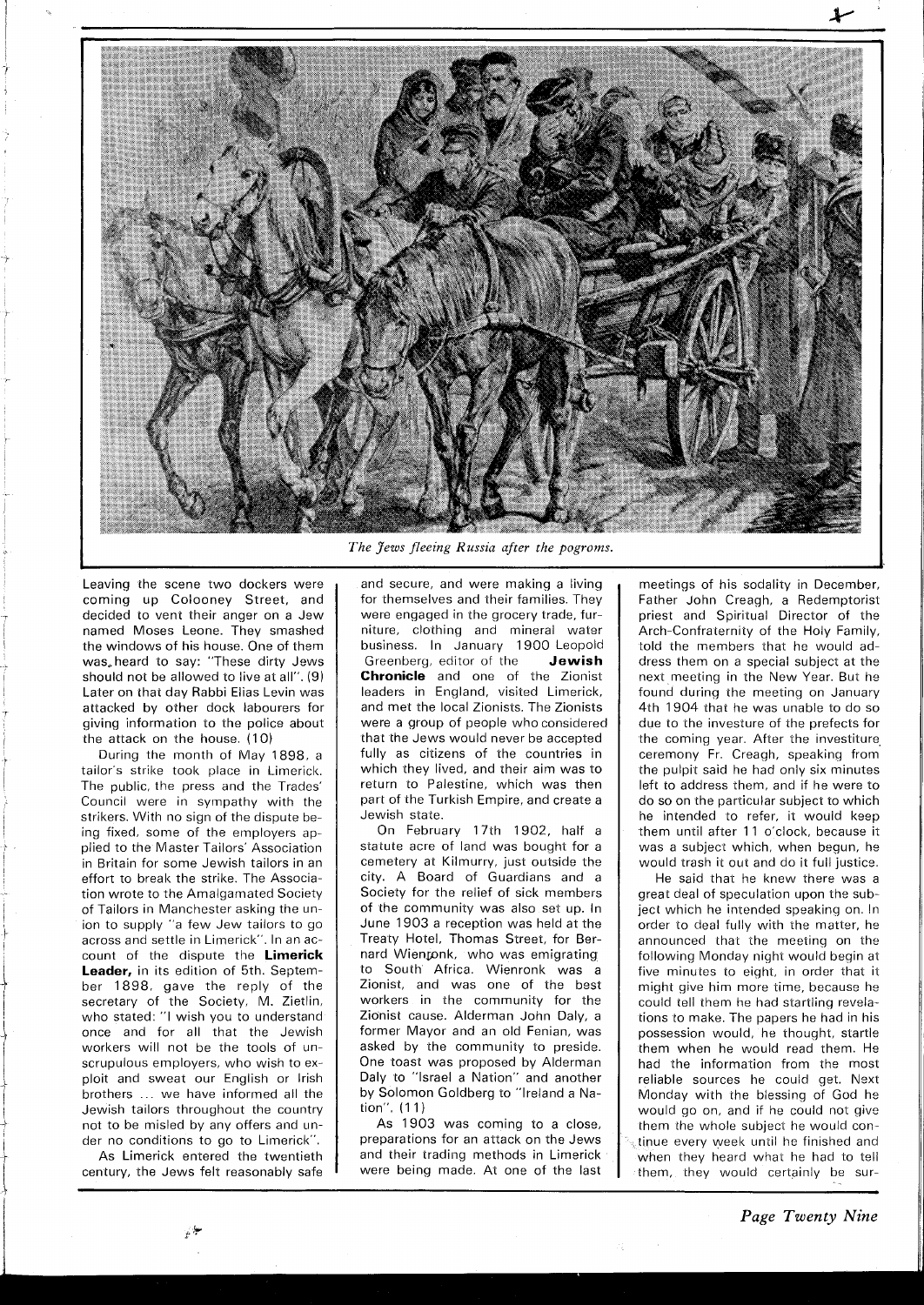*The Jews fleeing Russia after the pogroms.*

Leaving the scene two dockers were coming up Colooney Street, and decided to vent their anger on a Jew named Moses Leone. They smashed the windows of his house. One of them was heard to say: "These dirty Jews should not be allowed to live at all". (9) Later on that day Rabbi Elias Levin was attacked by other dock labourers for giving information to the police about the attack on the house. (10)

During the month of May 1898, a tailor's strike took place in Limerick. The public, the press and the Trades' Council were in sympathy with the strikers. With no sign of the dispute being fixed, some of the employers applied to the Master Tailors' Association in Britain for some Jewish tailors in an effort to break the strike. The Association wrote to the Amalgamated Society of Tailors in Manchester asking the union to supply "a few Jew tailors to go across and settle in Limerick". In an account of the dispute the **Limerick Leader,** in its edition of 5th. September 1898, gave the reply of the secretary of the Society, M. Zietlin, who stated: "I wish you to understand once and for all that the Jewish workers will not be the tools of unscrupulous employers, who wish to exploit and sweat our English or Irish brothers ... we have informed all the Jewish tailors throughout the country not to be misled by any offers and under no conditions to go to Limerick".

As Limerick entered the twentieth century, the Jews felt reasonably safe and secure, and were making a living for themselves and their families. They were engaged in the grocery trade, furniture, clothing and mineral water business. In January 1900 Leopold Greenberg, editor of the **Jewish Chronicle** and one of the Zionist leaders in England, visited Limerick, and met the local Zionists. The Zionists were a group of people who considered that the Jews would never be accepted fully as citizens of the countries in which they lived, and their aim was to return to Palestine, which was then part of the Turkish Empire, and create a Jewish state.

On February 17th 1902, half a statute acre of land was bought for a cemetery at Kilmurry, just outside the city. A Board of Guardians and a Society for the relief of sick members of the community was also set up. In June 1903 a reception was held at the Treaty Hotel, Thomas Street, for Bernard Wienronk, who was emigrating to South Africa. Wienronk was a Zionist, and was one of the best workers in the community for the Zionist cause. Alderman John Daly, a former Mayor and an old Fenian, was asked by the community to preside. One toast was proposed by Alderman Daly to "Israel a Nation" and another by Solomon Goldberg to "Ireland a Nation". (11)

As 1903 was coming to a close, preparations for an attack on the Jews and their trading methods in Limerick were being made. At one of the last meetings of his sodality in December, Father John Creagh, a Redemptorist priest and Spiritual Director of the Arch-Confraternity of the Holy Family, told the members that he would address them on a special subject at the next meeting in the New Year. But he found during the meeting on January 4th 1904 that he was unable to do so due to the investure of the prefects for the coming year. After the investiture ceremony Fr. Creagh, speaking from the pulpit said he had only six minutes left to address them, and if he were to do so on the particular subject to which he intended to refer, it would keep them until after 11 o'clock, because it was a subject which, when begun, he would trash it out and do it full justice.

He said that he knew there was a great deal of speculation upon the subject which he intended speaking on. In order to deal fully with the matter, he announced that the meeting on the following Monday night would begin at five minutes to eight, in order that it might give him more time, because he could tell them he had startling revelations to make. The papers he had in his possession would, he thought, startle them when he would read them. He had the information from the most reliable sources he could get. Next Monday with the blessing of God he would go on, and if he could not give them the whole subject he would continue every week until he finished and when they heard what he had to tell them, they would certainly be sur-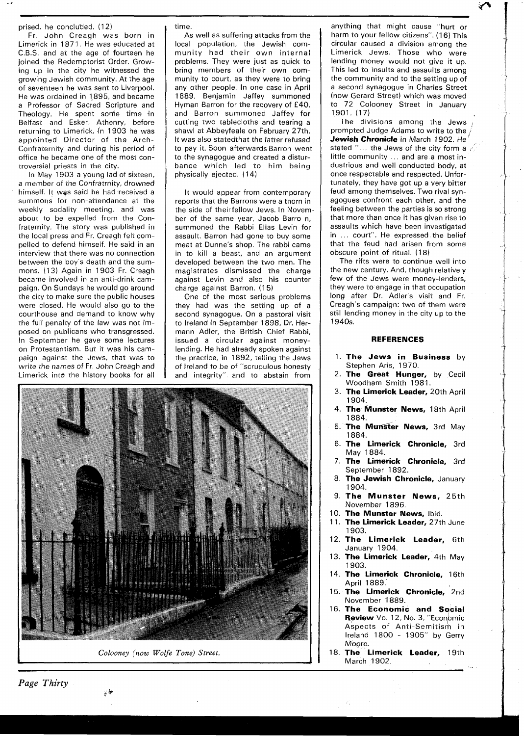prised, he concluded. (12)

Fr. John Creagh was born in Limerick in 1871. He was educated at C.B.S. and at the age of fourteen he joined the Redemptorist Order. Growing up in the city he witnessed the growing Jewish community. At the age of seventeen he was sent to Liverpool. He was ordained in 1895, and became a Professor of Sacred Scripture and Theology. He spent some time in Belfast and Esker, Athenry, before returning to Limerick. In 1903 he was appointed Director of the Arch-Confraternity and during his period of office he became one of the most controversial priests in the city.

In May 1903 a young lad of sixteen, a member of the Confratrnity, drowned himself. It was said he had received a summons for non-attendance at the weekly sodality meeting, and was about to be expelled from the Confraternity. The story was published in the local press and Fr. Creagh felt compelled to defend himself. He said in an interview that there was no connection between the boy's death and the summons. (13) Again in 1903 Fr. Creagh became involved in an anti-drink campaign. On Sundays he would go around the city to make sure the public houses were closed. He would also go to the courthouse and demand to know why the full penalty of the law was not imposed on publicans who transgressed. In September he gave some lectures on Protestantism. But it was his campaign against the Jews, that was to write the names of Fr. John Creagh and Limerick into the history books for all time.

As well as suffering attacks from the local population, the Jewish community had their own internal problems. They were just as quick to bring members of their own community to court, as they were to bring any other people. In one case in April 1889, Benjamin Jaffey summoned Hyman Barron for the recovery of £40, and Barron summoned Jaffey for cutting two tablecloths and tearing a shawl at Abbeyfeale on February 27th. It was also statedthat the latter refused to pay it. Soon afterwards Barron went to the synagogue and created a disturbance which led to him being physically ejected. (14)

It would appear from contemporary reports that the Barrons were a thorn in the side of their fellow Jews. In November of the same year, Jacob Barro n, summoned the Rabbi Elias Levin for assault. Barron had gone to buy some meat at Dunne's shop. The rabbi came in to kill a beast, and an argument developed between the two men. The magistrates dismissed the charge against Levin and also his counter charge against Barron. (15)

One of the most serious problems they had was the setting up of a second synagogue. On a pastoral visit to Ireland in September 1898, Dr. Hermann Adler, the British Chief Rabbi, issued a circular against money-lending. He had already spoken against the practice, in 1892, telling the Jews of Ireland to be of "scrupulous honesty and integrity" and to abstain from anything that might cause "hurt or harm to your fellow citizens". (16) This circular caused a division among the Limerick Jews. Those who were lending money would not give it up. This led to insults and assaults among the community and to the setting up of a second synagogue in Charles Street (now Gerard Street) which was moved to 72 Colooney Street in January 1901. (17)

The divisions among the Jews prompted Judge Adams to write to the **Jewish Chronicle** in March 1902. He stated "... the Jews of the city form a little community ... and are a most industrious and well conducted body, at once respectable and respected. Unfortunately, they have got up a very bitter feud among themselves. Two rival synagogues confront each other, and the feeling between the parties is so strong that more than once it has given rise to assaults which have been investigated in ... court". He expressed the belief that the feud had arisen from some obscure point of ritual. (18)

The rifts were to continue well into the new century. And, though relatively few of the Jews were money-lenders, they were to engage in that occupation long after Dr. Adler's visit and Fr. Creagh's campaign: two of them were still lending money in the city up to the 1940s.

*Colooney (now Wolfe Tone) Street.*

### REFERENCES

1. **The Jews in Business** by Stephen Aris, 1970.
2. **The Great Hunger,** by Cecil Woodham Smith 1981.
3. **The Limerick Leader,** 20th April 1904.
4. **The Munster News,** 18th April 1884.
5. **The Munster News,** 3rd May 1884.
6. **The Limerick Chronicle,** 3rd May 1884.
7. **The Limerick Chronicle,** 3rd September 1892.
8. **The Jewish Chronicle,** January 1904.
9. **The Munster News,** 25th November 1896.
10. **The Munster News,** Ibid.
11. **The Limerick Leader,** 27th June 1903.
12. **The Limerick Leader,** 6th January 1904.
13. **The Limerick Leader,** 4th May 1903.
14. **The Limerick Chronicle,** 16th April 1889.
15. **The Limerick Chronicle,** 2nd November 1889.
16. **The Economic and Social Review** Vo. 12, No. 3, "Economic Aspects of Anti-Semitism in Ireland 1800 - 1905" by Gerry Moore.
17. **The Limerick Leader,** 19th March 1902.